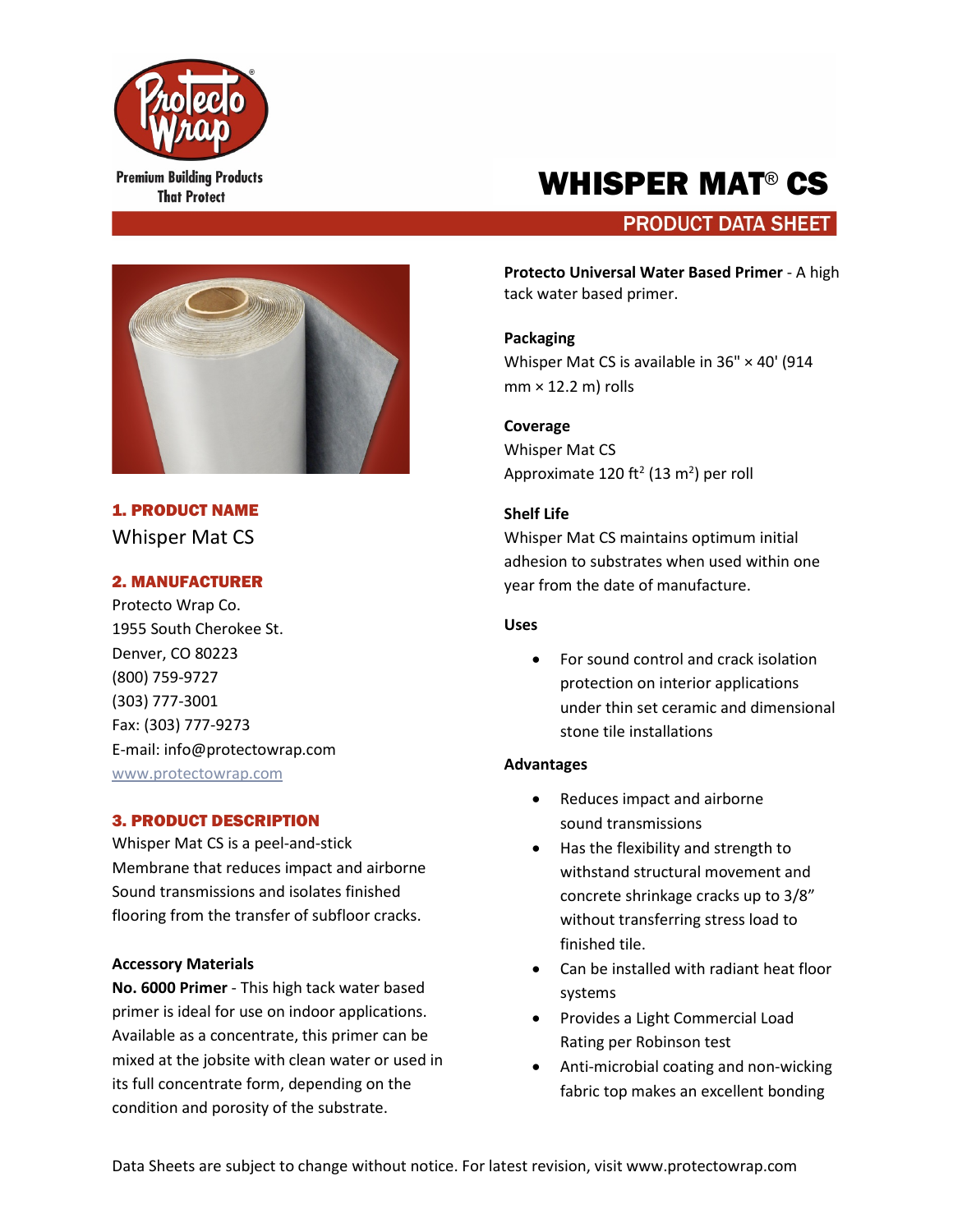Premium Building Products That Protect

# WHISPER MAT® CS

## PRODUCT DATA SHEET

### 1. PRODUCT NAME

Whisper Mat CS

### 2. MANUFACTURER

Protecto Wrap Co.
1955 South Cherokee St.
Denver, CO 80223
(800) 759-9727
(303) 777-3001
Fax: (303) 777-9273
E-mail: info@protectowrap.com
www.protectowrap.com

### 3. PRODUCT DESCRIPTION

Whisper Mat CS is a peel-and-stick Membrane that reduces impact and airborne Sound transmissions and isolates finished flooring from the transfer of subfloor cracks.

**Accessory Materials**

**No. 6000 Primer** - This high tack water based primer is ideal for use on indoor applications. Available as a concentrate, this primer can be mixed at the jobsite with clean water or used in its full concentrate form, depending on the condition and porosity of the substrate.

**Protecto Universal Water Based Primer** - A high tack water based primer.

**Packaging**

Whisper Mat CS is available in 36" × 40' (914 mm × 12.2 m) rolls

**Coverage**

Whisper Mat CS
Approximate 120 ft$^2$ (13 m$^2$) per roll

**Shelf Life**

Whisper Mat CS maintains optimum initial adhesion to substrates when used within one year from the date of manufacture.

**Uses**

- For sound control and crack isolation protection on interior applications under thin set ceramic and dimensional stone tile installations

**Advantages**

- Reduces impact and airborne sound transmissions
- Has the flexibility and strength to withstand structural movement and concrete shrinkage cracks up to 3/8" without transferring stress load to finished tile.
- Can be installed with radiant heat floor systems
- Provides a Light Commercial Load Rating per Robinson test
- Anti-microbial coating and non-wicking fabric top makes an excellent bonding

Data Sheets are subject to change without notice. For latest revision, visit www.protectowrap.com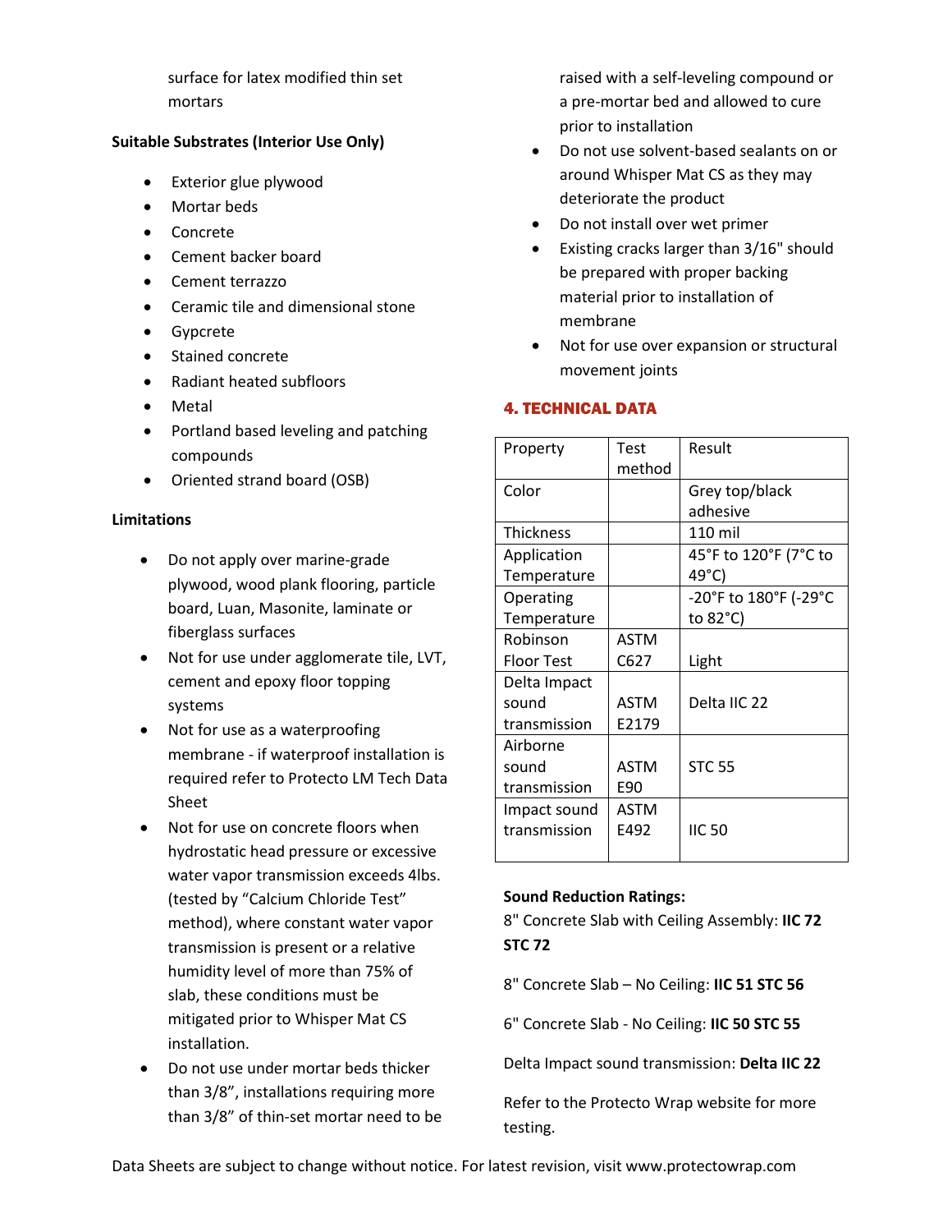surface for latex modified thin set mortars

**Suitable Substrates (Interior Use Only)**

- Exterior glue plywood
- Mortar beds
- Concrete
- Cement backer board
- Cement terrazzo
- Ceramic tile and dimensional stone
- Gypcrete
- Stained concrete
- Radiant heated subfloors
- Metal
- Portland based leveling and patching compounds
- Oriented strand board (OSB)

**Limitations**

- Do not apply over marine-grade plywood, wood plank flooring, particle board, Luan, Masonite, laminate or fiberglass surfaces
- Not for use under agglomerate tile, LVT, cement and epoxy floor topping systems
- Not for use as a waterproofing membrane - if waterproof installation is required refer to Protecto LM Tech Data Sheet
- Not for use on concrete floors when hydrostatic head pressure or excessive water vapor transmission exceeds 4lbs. (tested by "Calcium Chloride Test" method), where constant water vapor transmission is present or a relative humidity level of more than 75% of slab, these conditions must be mitigated prior to Whisper Mat CS installation.
- Do not use under mortar beds thicker than 3/8", installations requiring more than 3/8" of thin-set mortar need to be raised with a self-leveling compound or a pre-mortar bed and allowed to cure prior to installation
- Do not use solvent-based sealants on or around Whisper Mat CS as they may deteriorate the product
- Do not install over wet primer
- Existing cracks larger than 3/16" should be prepared with proper backing material prior to installation of membrane
- Not for use over expansion or structural movement joints

## 4. TECHNICAL DATA

| Property | Test method | Result |
|---|---|---|
| Color | | Grey top/black adhesive |
| Thickness | | 110 mil |
| Application Temperature | | 45°F to 120°F (7°C to 49°C) |
| Operating Temperature | | -20°F to 180°F (-29°C to 82°C) |
| Robinson Floor Test | ASTM C627 | Light |
| Delta Impact sound transmission | ASTM E2179 | Delta IIC 22 |
| Airborne sound transmission | ASTM E90 | STC 55 |
| Impact sound transmission | ASTM E492 | IIC 50 |

**Sound Reduction Ratings:**

8" Concrete Slab with Ceiling Assembly: **IIC 72 STC 72**

8" Concrete Slab – No Ceiling: **IIC 51 STC 56**

6" Concrete Slab - No Ceiling: **IIC 50 STC 55**

Delta Impact sound transmission: **Delta IIC 22**

Refer to the Protecto Wrap website for more testing.

Data Sheets are subject to change without notice. For latest revision, visit www.protectowrap.com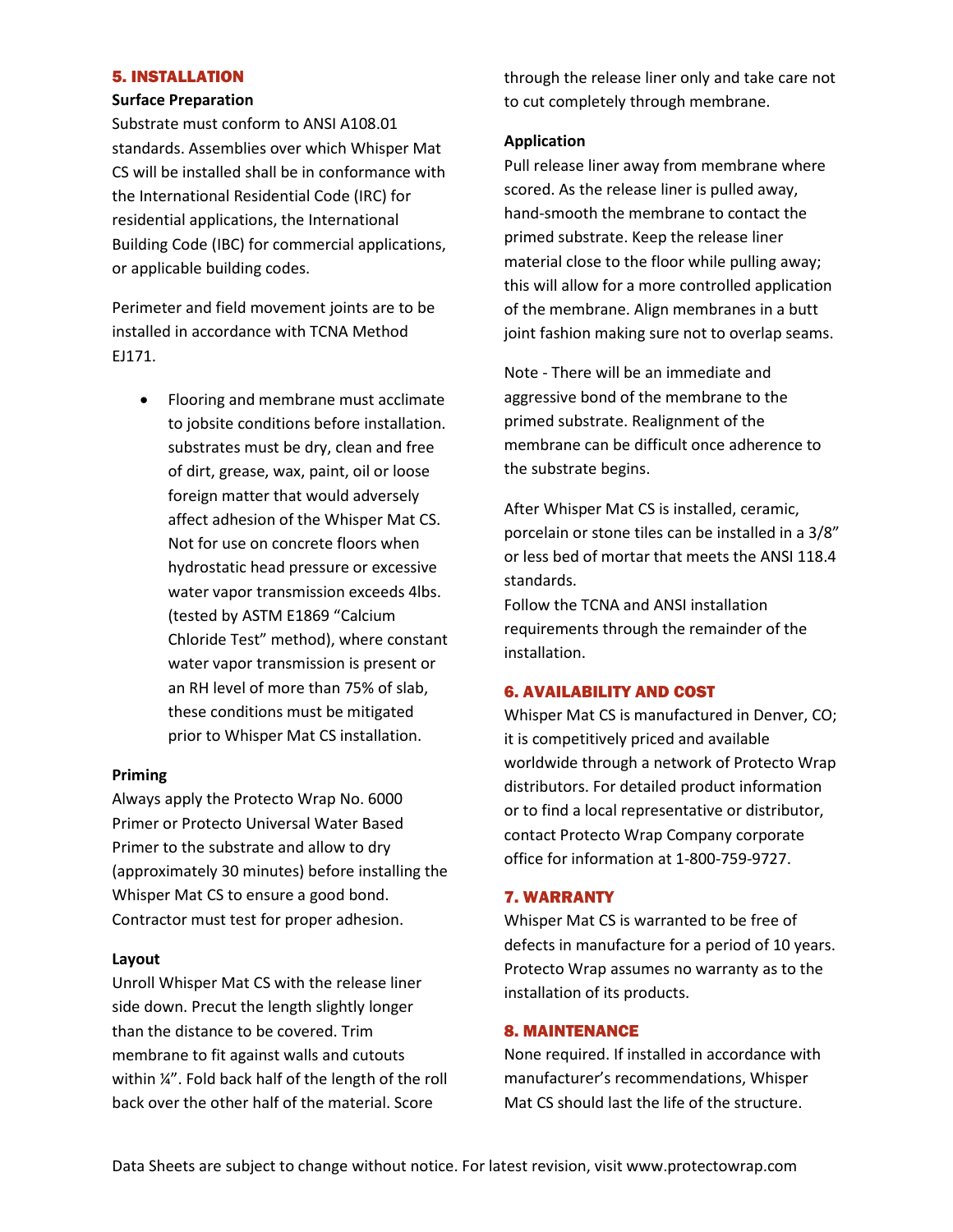## 5. INSTALLATION

**Surface Preparation**

Substrate must conform to ANSI A108.01 standards. Assemblies over which Whisper Mat CS will be installed shall be in conformance with the International Residential Code (IRC) for residential applications, the International Building Code (IBC) for commercial applications, or applicable building codes.

Perimeter and field movement joints are to be installed in accordance with TCNA Method EJ171.

- Flooring and membrane must acclimate to jobsite conditions before installation. substrates must be dry, clean and free of dirt, grease, wax, paint, oil or loose foreign matter that would adversely affect adhesion of the Whisper Mat CS. Not for use on concrete floors when hydrostatic head pressure or excessive water vapor transmission exceeds 4lbs. (tested by ASTM E1869 "Calcium Chloride Test" method), where constant water vapor transmission is present or an RH level of more than 75% of slab, these conditions must be mitigated prior to Whisper Mat CS installation.

**Priming**

Always apply the Protecto Wrap No. 6000 Primer or Protecto Universal Water Based Primer to the substrate and allow to dry (approximately 30 minutes) before installing the Whisper Mat CS to ensure a good bond. Contractor must test for proper adhesion.

**Layout**

Unroll Whisper Mat CS with the release liner side down. Precut the length slightly longer than the distance to be covered. Trim membrane to fit against walls and cutouts within ¼". Fold back half of the length of the roll back over the other half of the material. Score through the release liner only and take care not to cut completely through membrane.

**Application**

Pull release liner away from membrane where scored. As the release liner is pulled away, hand-smooth the membrane to contact the primed substrate. Keep the release liner material close to the floor while pulling away; this will allow for a more controlled application of the membrane. Align membranes in a butt joint fashion making sure not to overlap seams.

Note - There will be an immediate and aggressive bond of the membrane to the primed substrate. Realignment of the membrane can be difficult once adherence to the substrate begins.

After Whisper Mat CS is installed, ceramic, porcelain or stone tiles can be installed in a 3/8" or less bed of mortar that meets the ANSI 118.4 standards.
Follow the TCNA and ANSI installation requirements through the remainder of the installation.

## 6. AVAILABILITY AND COST

Whisper Mat CS is manufactured in Denver, CO; it is competitively priced and available worldwide through a network of Protecto Wrap distributors. For detailed product information or to find a local representative or distributor, contact Protecto Wrap Company corporate office for information at 1-800-759-9727.

## 7. WARRANTY

Whisper Mat CS is warranted to be free of defects in manufacture for a period of 10 years. Protecto Wrap assumes no warranty as to the installation of its products.

## 8. MAINTENANCE

None required. If installed in accordance with manufacturer's recommendations, Whisper Mat CS should last the life of the structure.

Data Sheets are subject to change without notice. For latest revision, visit www.protectowrap.com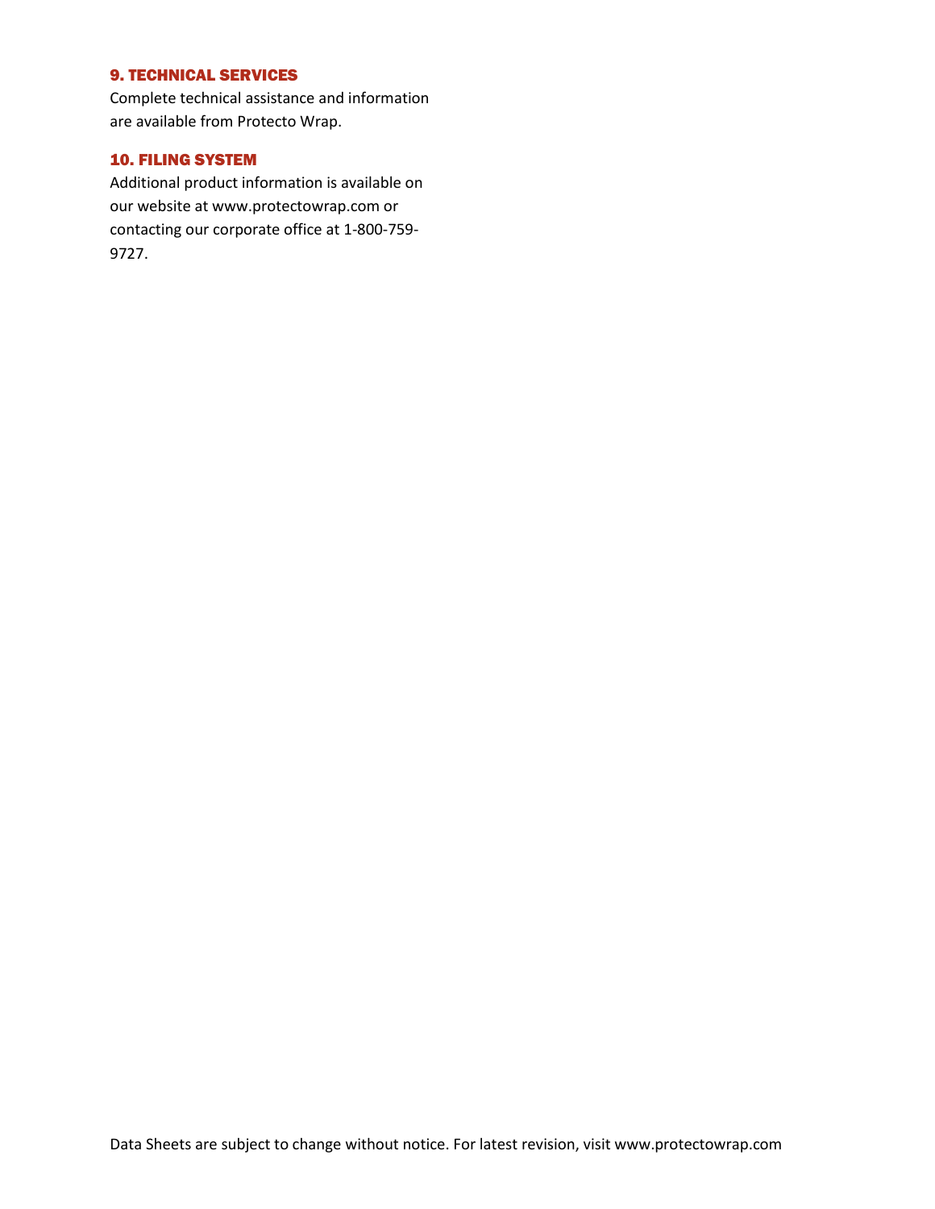### 9. TECHNICAL SERVICES

Complete technical assistance and information are available from Protecto Wrap.

### 10. FILING SYSTEM

Additional product information is available on our website at www.protectowrap.com or contacting our corporate office at 1-800-759-9727.

Data Sheets are subject to change without notice. For latest revision, visit www.protectowrap.com